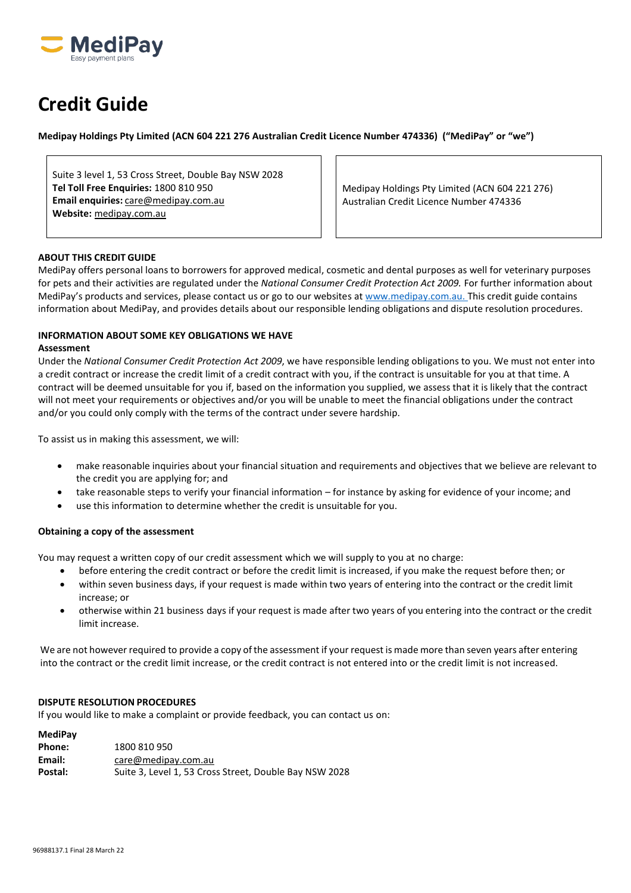MediPay
Easy payment plans

# Credit Guide

**Medipay Holdings Pty Limited (ACN 604 221 276 Australian Credit Licence Number 474336) ("MediPay" or "we")**

| Suite 3 level 1, 53 Cross Street, Double Bay NSW 2028<br>**Tel Toll Free Enquiries:** 1800 810 950<br>**Email enquiries:** care@medipay.com.au<br>**Website:** medipay.com.au | Medipay Holdings Pty Limited (ACN 604 221 276)<br>Australian Credit Licence Number 474336 |
|---|---|

**ABOUT THIS CREDIT GUIDE**

MediPay offers personal loans to borrowers for approved medical, cosmetic and dental purposes as well for veterinary purposes for pets and their activities are regulated under the *National Consumer Credit Protection Act 2009.* For further information about MediPay's products and services, please contact us or go to our websites at www.medipay.com.au. This credit guide contains information about MediPay, and provides details about our responsible lending obligations and dispute resolution procedures.

**INFORMATION ABOUT SOME KEY OBLIGATIONS WE HAVE**

**Assessment**

Under the *National Consumer Credit Protection Act 2009*, we have responsible lending obligations to you. We must not enter into a credit contract or increase the credit limit of a credit contract with you, if the contract is unsuitable for you at that time. A contract will be deemed unsuitable for you if, based on the information you supplied, we assess that it is likely that the contract will not meet your requirements or objectives and/or you will be unable to meet the financial obligations under the contract and/or you could only comply with the terms of the contract under severe hardship.

To assist us in making this assessment, we will:

- make reasonable inquiries about your financial situation and requirements and objectives that we believe are relevant to the credit you are applying for; and
- take reasonable steps to verify your financial information – for instance by asking for evidence of your income; and
- use this information to determine whether the credit is unsuitable for you.

**Obtaining a copy of the assessment**

You may request a written copy of our credit assessment which we will supply to you at no charge:

- before entering the credit contract or before the credit limit is increased, if you make the request before then; or
- within seven business days, if your request is made within two years of entering into the contract or the credit limit increase; or
- otherwise within 21 business days if your request is made after two years of you entering into the contract or the credit limit increase.

We are not however required to provide a copy of the assessment if your request is made more than seven years after entering into the contract or the credit limit increase, or the credit contract is not entered into or the credit limit is not increased.

**DISPUTE RESOLUTION PROCEDURES**

If you would like to make a complaint or provide feedback, you can contact us on:

**MediPay**

| | |
|---|---|
| **Phone:** | 1800 810 950 |
| **Email:** | care@medipay.com.au |
| **Postal:** | Suite 3, Level 1, 53 Cross Street, Double Bay NSW 2028 |

96988137.1 Final 28 March 22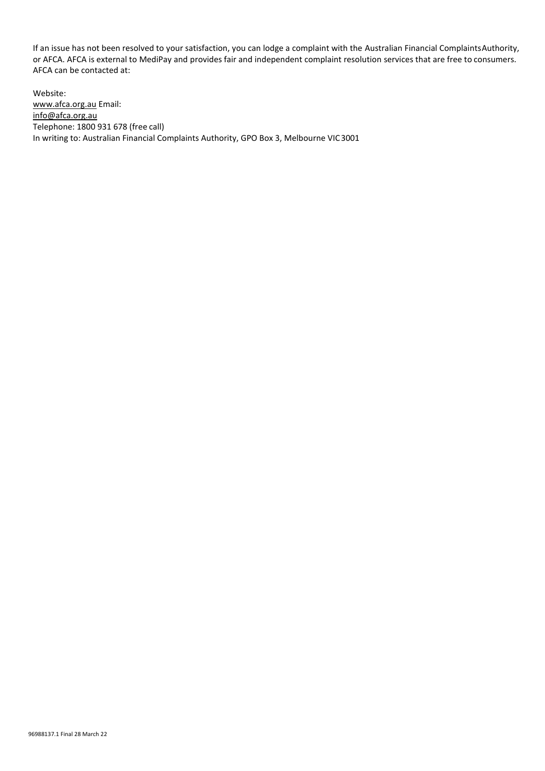If an issue has not been resolved to your satisfaction, you can lodge a complaint with the Australian Financial Complaints Authority, or AFCA. AFCA is external to MediPay and provides fair and independent complaint resolution services that are free to consumers. AFCA can be contacted at:

Website:
www.afca.org.au Email:
info@afca.org.au
Telephone: 1800 931 678 (free call)
In writing to: Australian Financial Complaints Authority, GPO Box 3, Melbourne VIC 3001

96988137.1 Final 28 March 22